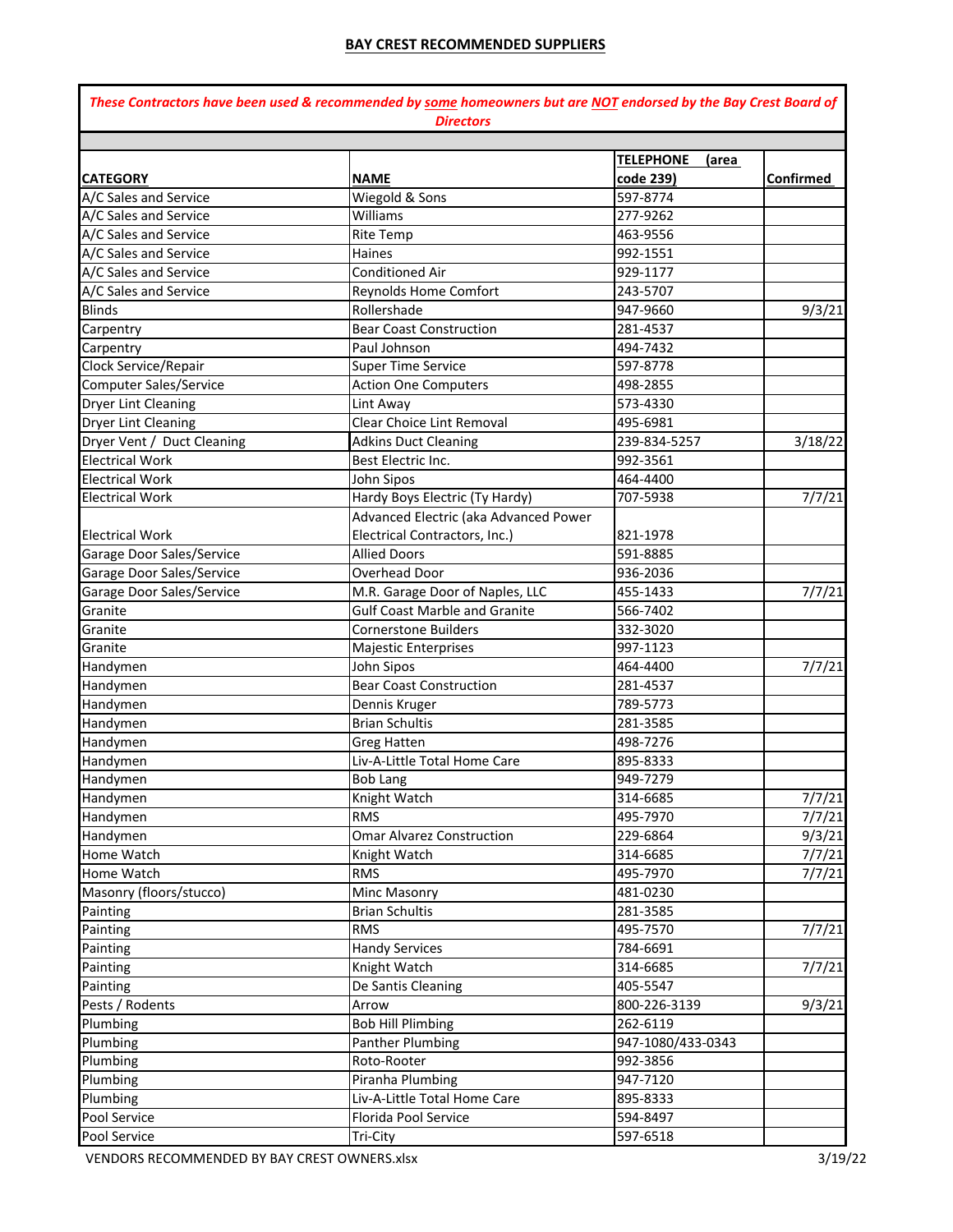## BAY CREST RECOMMENDED SUPPLIERS

***These Contractors have been used & recommended by some homeowners but are NOT endorsed by the Bay Crest Board of Directors***

| CATEGORY | NAME | TELEPHONE (area code 239) | Confirmed |
|---|---|---|---|
| A/C Sales and Service | Wiegold & Sons | 597-8774 | |
| A/C Sales and Service | Williams | 277-9262 | |
| A/C Sales and Service | Rite Temp | 463-9556 | |
| A/C Sales and Service | Haines | 992-1551 | |
| A/C Sales and Service | Conditioned Air | 929-1177 | |
| A/C Sales and Service | Reynolds Home Comfort | 243-5707 | |
| Blinds | Rollershade | 947-9660 | 9/3/21 |
| Carpentry | Bear Coast Construction | 281-4537 | |
| Carpentry | Paul Johnson | 494-7432 | |
| Clock Service/Repair | Super Time Service | 597-8778 | |
| Computer Sales/Service | Action One Computers | 498-2855 | |
| Dryer Lint Cleaning | Lint Away | 573-4330 | |
| Dryer Lint Cleaning | Clear Choice Lint Removal | 495-6981 | |
| Dryer Vent / Duct Cleaning | Adkins Duct Cleaning | 239-834-5257 | 3/18/22 |
| Electrical Work | Best Electric Inc. | 992-3561 | |
| Electrical Work | John Sipos | 464-4400 | |
| Electrical Work | Hardy Boys Electric (Ty Hardy) | 707-5938 | 7/7/21 |
| Electrical Work | Advanced Electric (aka Advanced Power Electrical Contractors, Inc.) | 821-1978 | |
| Garage Door Sales/Service | Allied Doors | 591-8885 | |
| Garage Door Sales/Service | Overhead Door | 936-2036 | |
| Garage Door Sales/Service | M.R. Garage Door of Naples, LLC | 455-1433 | 7/7/21 |
| Granite | Gulf Coast Marble and Granite | 566-7402 | |
| Granite | Cornerstone Builders | 332-3020 | |
| Granite | Majestic Enterprises | 997-1123 | |
| Handymen | John Sipos | 464-4400 | 7/7/21 |
| Handymen | Bear Coast Construction | 281-4537 | |
| Handymen | Dennis Kruger | 789-5773 | |
| Handymen | Brian Schultis | 281-3585 | |
| Handymen | Greg Hatten | 498-7276 | |
| Handymen | Liv-A-Little Total Home Care | 895-8333 | |
| Handymen | Bob Lang | 949-7279 | |
| Handymen | Knight Watch | 314-6685 | 7/7/21 |
| Handymen | RMS | 495-7970 | 7/7/21 |
| Handymen | Omar Alvarez Construction | 229-6864 | 9/3/21 |
| Home Watch | Knight Watch | 314-6685 | 7/7/21 |
| Home Watch | RMS | 495-7970 | 7/7/21 |
| Masonry (floors/stucco) | Minc Masonry | 481-0230 | |
| Painting | Brian Schultis | 281-3585 | |
| Painting | RMS | 495-7570 | 7/7/21 |
| Painting | Handy Services | 784-6691 | |
| Painting | Knight Watch | 314-6685 | 7/7/21 |
| Painting | De Santis Cleaning | 405-5547 | |
| Pests / Rodents | Arrow | 800-226-3139 | 9/3/21 |
| Plumbing | Bob Hill Plimbing | 262-6119 | |
| Plumbing | Panther Plumbing | 947-1080/433-0343 | |
| Plumbing | Roto-Rooter | 992-3856 | |
| Plumbing | Piranha Plumbing | 947-7120 | |
| Plumbing | Liv-A-Little Total Home Care | 895-8333 | |
| Pool Service | Florida Pool Service | 594-8497 | |
| Pool Service | Tri-City | 597-6518 | |

VENDORS RECOMMENDED BY BAY CREST OWNERS.xlsx 3/19/22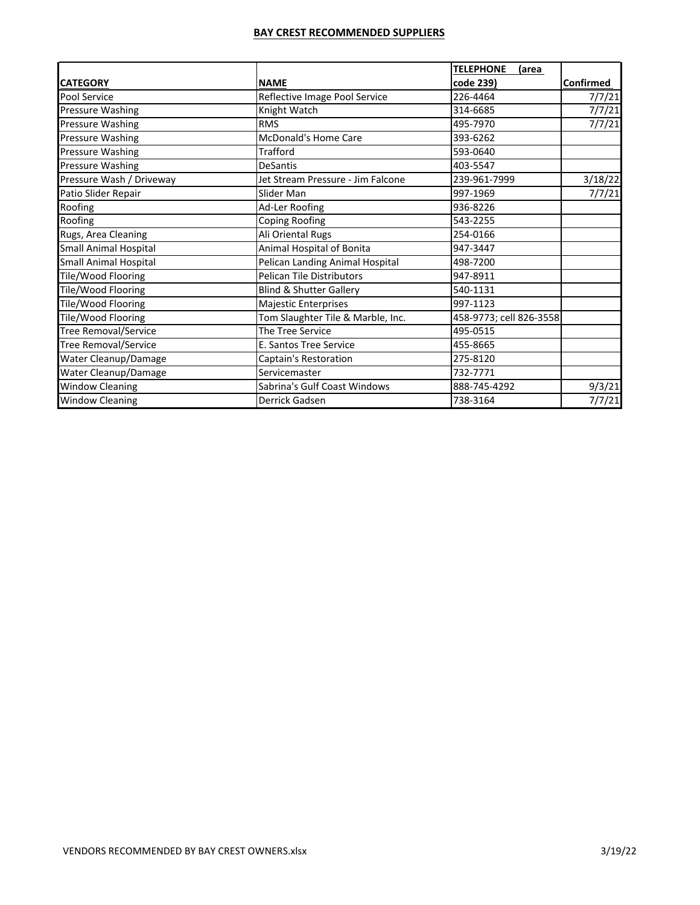**BAY CREST RECOMMENDED SUPPLIERS**

| CATEGORY | NAME | TELEPHONE (area code 239) | Confirmed |
|---|---|---|---|
| Pool Service | Reflective Image Pool Service | 226-4464 | 7/7/21 |
| Pressure Washing | Knight Watch | 314-6685 | 7/7/21 |
| Pressure Washing | RMS | 495-7970 | 7/7/21 |
| Pressure Washing | McDonald's Home Care | 393-6262 | |
| Pressure Washing | Trafford | 593-0640 | |
| Pressure Washing | DeSantis | 403-5547 | |
| Pressure Wash / Driveway | Jet Stream Pressure - Jim Falcone | 239-961-7999 | 3/18/22 |
| Patio Slider Repair | Slider Man | 997-1969 | 7/7/21 |
| Roofing | Ad-Ler Roofing | 936-8226 | |
| Roofing | Coping Roofing | 543-2255 | |
| Rugs, Area Cleaning | Ali Oriental Rugs | 254-0166 | |
| Small Animal Hospital | Animal Hospital of Bonita | 947-3447 | |
| Small Animal Hospital | Pelican Landing Animal Hospital | 498-7200 | |
| Tile/Wood Flooring | Pelican Tile Distributors | 947-8911 | |
| Tile/Wood Flooring | Blind & Shutter Gallery | 540-1131 | |
| Tile/Wood Flooring | Majestic Enterprises | 997-1123 | |
| Tile/Wood Flooring | Tom Slaughter Tile & Marble, Inc. | 458-9773; cell 826-3558 | |
| Tree Removal/Service | The Tree Service | 495-0515 | |
| Tree Removal/Service | E. Santos Tree Service | 455-8665 | |
| Water Cleanup/Damage | Captain's Restoration | 275-8120 | |
| Water Cleanup/Damage | Servicemaster | 732-7771 | |
| Window Cleaning | Sabrina's Gulf Coast Windows | 888-745-4292 | 9/3/21 |
| Window Cleaning | Derrick Gadsen | 738-3164 | 7/7/21 |